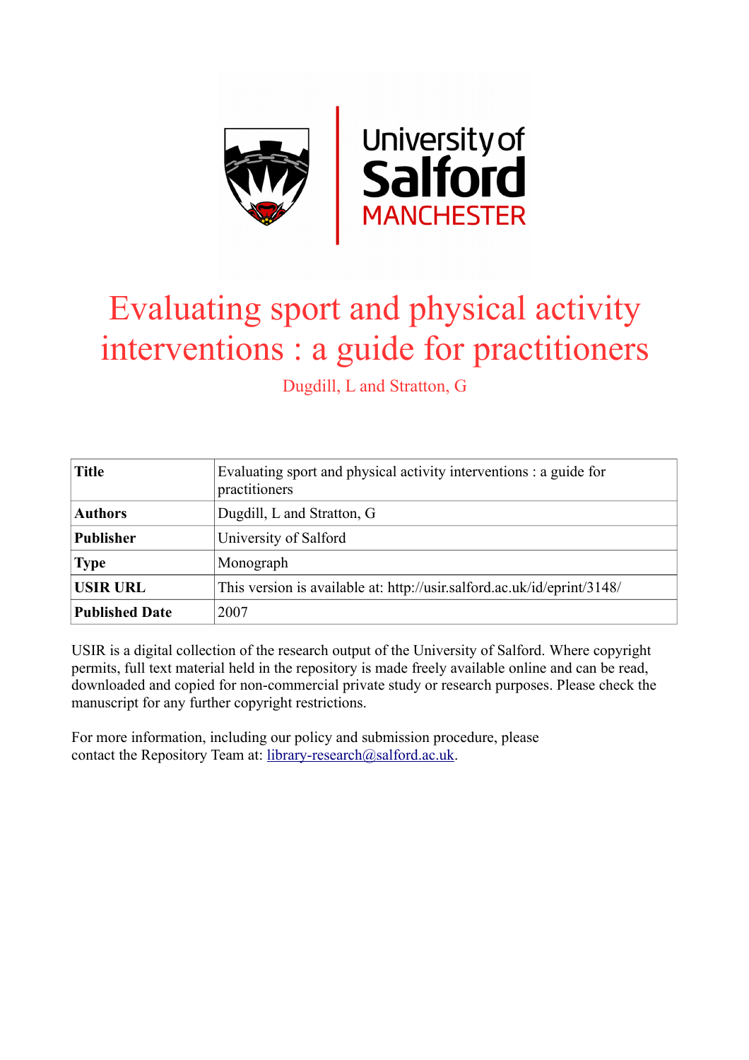University of Salford MANCHESTER

# Evaluating sport and physical activity interventions : a guide for practitioners

Dugdill, L and Stratton, G

| | |
|---|---|
| **Title** | Evaluating sport and physical activity interventions : a guide for practitioners |
| **Authors** | Dugdill, L and Stratton, G |
| **Publisher** | University of Salford |
| **Type** | Monograph |
| **USIR URL** | This version is available at: http://usir.salford.ac.uk/id/eprint/3148/ |
| **Published Date** | 2007 |

USIR is a digital collection of the research output of the University of Salford. Where copyright permits, full text material held in the repository is made freely available online and can be read, downloaded and copied for non-commercial private study or research purposes. Please check the manuscript for any further copyright restrictions.

For more information, including our policy and submission procedure, please contact the Repository Team at: library-research@salford.ac.uk.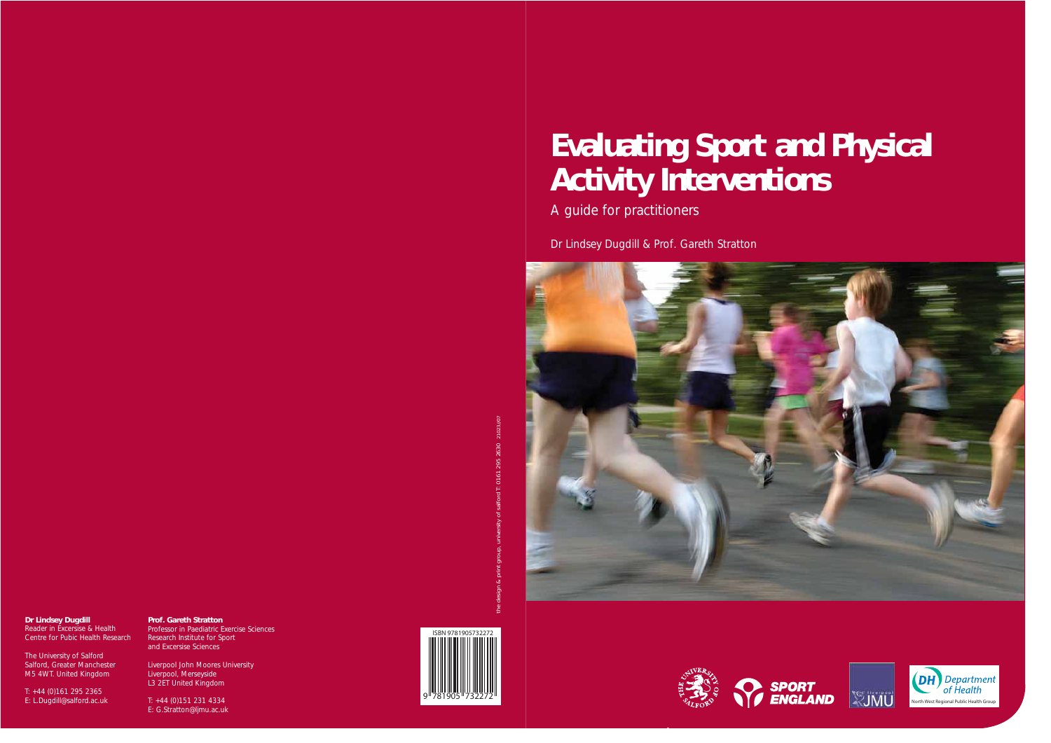# Evaluating Sport and Physical Activity Interventions

A guide for practitioners

Dr Lindsey Dugdill & Prof. Gareth Stratton

**Dr Lindsey Dugdill**
Reader in Excersise & Health
Centre for Pubic Health Research

The University of Salford
Salford, Greater Manchester
M5 4WT. United Kingdom

T: +44 (0)161 295 2365
E: L.Dugdill@salford.ac.uk

**Prof. Gareth Stratton**
Professor in Paediatric Exercise Sciences
Research Institute for Sport
and Excersise Sciences

Liverpool John Moores University
Liverpool, Merseyside
L3 2ET United Kingdom

T: +44 (0)151 231 4334
E: G.Stratton@ljmu.ac.uk

ISBN 9781905732272

the design & print group, university of salford T: 0161 295 2630 21023/07

Department of Health
North West Regional Public Health Group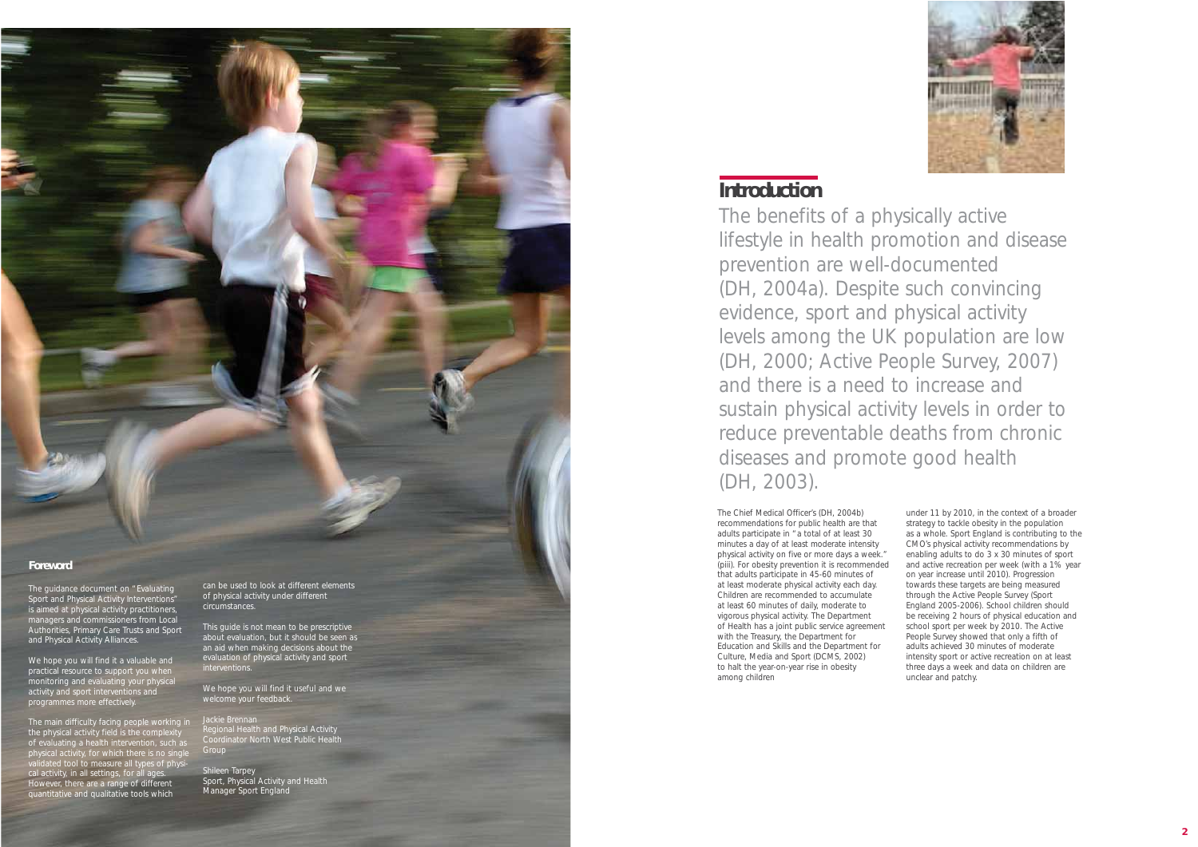## Foreword

The guidance document on "Evaluating Sport and Physical Activity Interventions" is aimed at physical activity practitioners, managers and commissioners from Local Authorities, Primary Care Trusts and Sport and Physical Activity Alliances.

We hope you will find it a valuable and practical resource to support you when monitoring and evaluating your physical activity and sport interventions and programmes more effectively.

The main difficulty facing people working in the physical activity field is the complexity of evaluating a health intervention, such as physical activity, for which there is no single validated tool to measure all types of physical activity, in all settings, for all ages. However, there are a range of different quantitative and qualitative tools which can be used to look at different elements of physical activity under different circumstances.

This guide is not mean to be prescriptive about evaluation, but it should be seen as an aid when making decisions about the evaluation of physical activity and sport interventions.

We hope you will find it useful and we welcome your feedback.

Jackie Brennan
Regional Health and Physical Activity Coordinator North West Public Health Group

Shileen Tarpey
Sport, Physical Activity and Health Manager Sport England

## Introduction

The benefits of a physically active lifestyle in health promotion and disease prevention are well-documented (DH, 2004a). Despite such convincing evidence, sport and physical activity levels among the UK population are low (DH, 2000; Active People Survey, 2007) and there is a need to increase and sustain physical activity levels in order to reduce preventable deaths from chronic diseases and promote good health (DH, 2003).

The Chief Medical Officer's (DH, 2004b) recommendations for public health are that adults participate in "a total of at least 30 minutes a day of at least moderate intensity physical activity on five or more days a week." (piii). For obesity prevention it is recommended that adults participate in 45-60 minutes of at least moderate physical activity each day. Children are recommended to accumulate at least 60 minutes of daily, moderate to vigorous physical activity. The Department of Health has a joint public service agreement with the Treasury, the Department for Education and Skills and the Department for Culture, Media and Sport (DCMS, 2002) to halt the year-on-year rise in obesity among children under 11 by 2010, in the context of a broader strategy to tackle obesity in the population as a whole. Sport England is contributing to the CMO's physical activity recommendations by enabling adults to do 3 x 30 minutes of sport and active recreation per week (with a 1% year on year increase until 2010). Progression towards these targets are being measured through the Active People Survey (Sport England 2005-2006). School children should be receiving 2 hours of physical education and school sport per week by 2010. The Active People Survey showed that only a fifth of adults achieved 30 minutes of moderate intensity sport or active recreation on at least three days a week and data on children are unclear and patchy.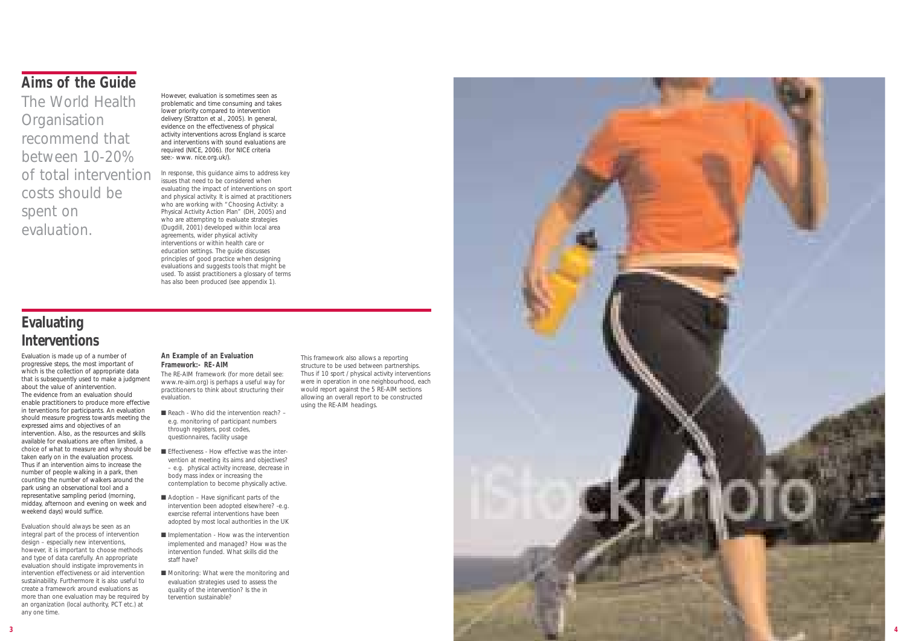## Aims of the Guide

The World Health Organisation recommend that between 10-20% of total intervention costs should be spent on evaluation.

However, evaluation is sometimes seen as problematic and time consuming and takes lower priority compared to intervention delivery (Stratton et al., 2005). In general, evidence on the effectiveness of physical activity interventions across England is scarce and interventions with sound evaluations are required (NICE, 2006). (for NICE criteria see:- www. nice.org.uk/).

In response, this guidance aims to address key issues that need to be considered when evaluating the impact of interventions on sport and physical activity. It is aimed at practitioners who are working with "Choosing Activity: a Physical Activity Action Plan" (DH, 2005) and who are attempting to evaluate strategies (Dugdill, 2001) developed within local area agreements, wider physical activity interventions or within health care or education settings. The guide discusses principles of good practice when designing evaluations and suggests tools that might be used. To assist practitioners a glossary of terms has also been produced (see appendix 1).

## Evaluating Interventions

Evaluation is made up of a number of progressive steps, the most important of which is the collection of appropriate data that is subsequently used to make a judgment about the value of anintervention. The evidence from an evaluation should enable practitioners to produce more effective in terventions for participants. An evaluation should measure progress towards meeting the expressed aims and objectives of an intervention. Also, as the resources and skills available for evaluations are often limited, a choice of what to measure and why should be taken early on in the evaluation process. Thus if an intervention aims to increase the number of people walking in a park, then counting the number of walkers around the park using an observational tool and a representative sampling period (morning, midday, afternoon and evening on week and weekend days) would suffice.

Evaluation should always be seen as an integral part of the process of intervention design – especially new interventions, however, it is important to choose methods and type of data carefully. An appropriate evaluation should instigate improvements in intervention effectiveness or aid intervention sustainability. Furthermore it is also useful to create a framework around evaluations as more than one evaluation may be required by an organization (local authority, PCT etc.) at any one time.

**An Example of an Evaluation Framework:- RE-AIM**

The RE-AIM framework (for more detail see: www.re-aim.org) is perhaps a useful way for practitioners to think about structuring their evaluation.

- Reach - Who did the intervention reach? – e.g. monitoring of participant numbers through registers, post codes, questionnaires, facility usage
- Effectiveness - How effective was the inter-vention at meeting its aims and objectives? – e.g. physical activity increase, decrease in body mass index or increasing the contemplation to become physically active.
- Adoption – Have significant parts of the intervention been adopted elsewhere? -e.g. exercise referral interventions have been adopted by most local authorities in the UK
- Implementation - How was the intervention implemented and managed? How was the intervention funded. What skills did the staff have?
- Monitoring: What were the monitoring and evaluation strategies used to assess the quality of the intervention? Is the in tervention sustainable?

This framework also allows a reporting structure to be used between partnerships. Thus if 10 sport / physical activity interventions were in operation in one neighbourhood, each would report against the 5 RE-AIM sections allowing an overall report to be constructed using the RE-AIM headings.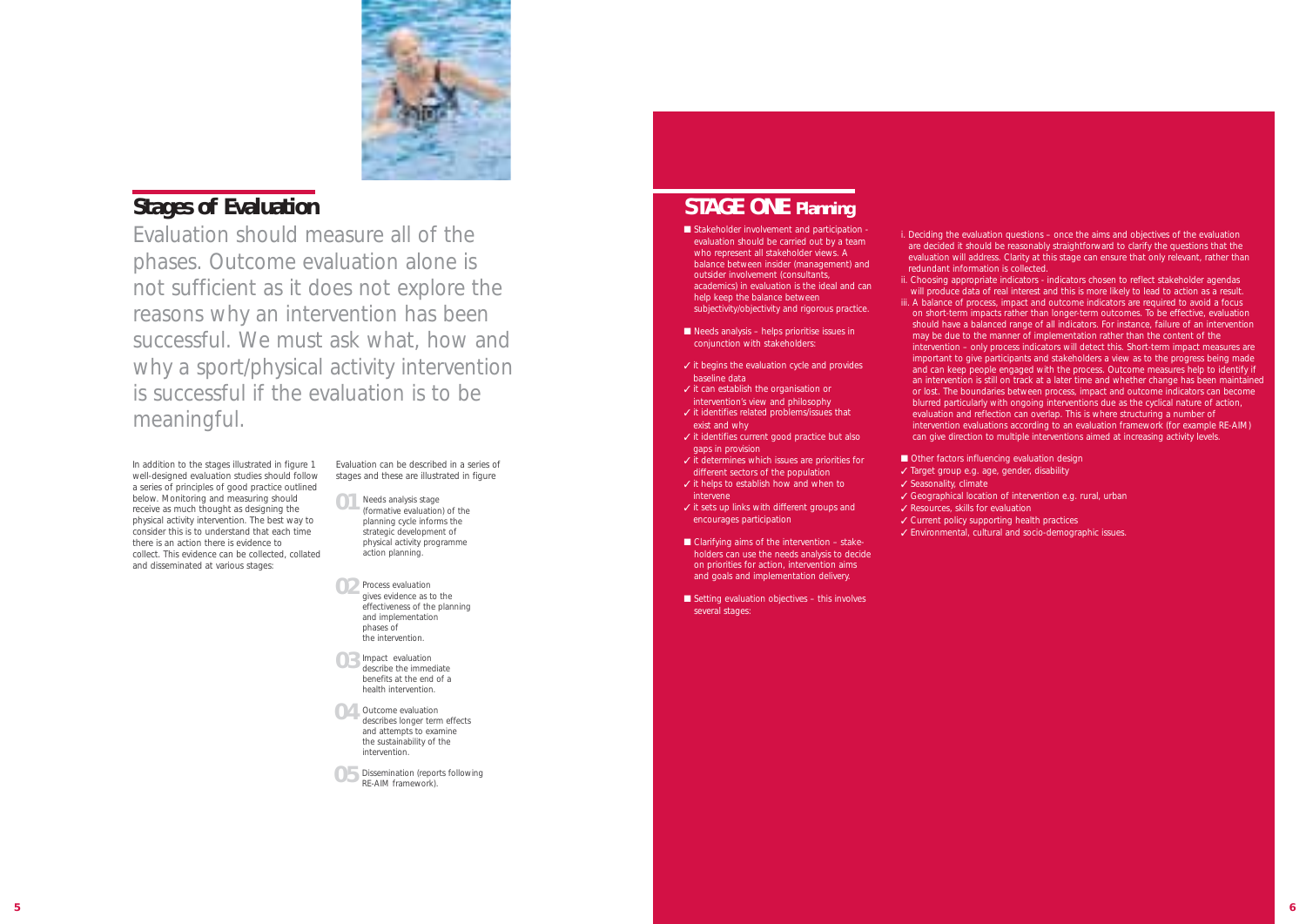## Stages of Evaluation

Evaluation should measure all of the phases. Outcome evaluation alone is not sufficient as it does not explore the reasons why an intervention has been successful. We must ask what, how and why a sport/physical activity intervention is successful if the evaluation is to be meaningful.

In addition to the stages illustrated in figure 1 well-designed evaluation studies should follow a series of principles of good practice outlined below. Monitoring and measuring should receive as much thought as designing the physical activity intervention. The best way to consider this is to understand that each time there is an action there is evidence to collect. This evidence can be collected, collated and disseminated at various stages:

Evaluation can be described in a series of stages and these are illustrated in figure

**01** Needs analysis stage (formative evaluation) of the planning cycle informs the strategic development of physical activity programme action planning.

**02** Process evaluation gives evidence as to the effectiveness of the planning and implementation phases of the intervention.

**03** Impact evaluation describe the immediate benefits at the end of a health intervention.

**04** Outcome evaluation describes longer term effects and attempts to examine the sustainability of the intervention.

**05** Dissemination (reports following RE-AIM framework).

## STAGE ONE Planning

- Stakeholder involvement and participation - evaluation should be carried out by a team who represent all stakeholder views. A balance between insider (management) and outsider involvement (consultants, academics) in evaluation is the ideal and can help keep the balance between subjectivity/objectivity and rigorous practice.

- Needs analysis – helps prioritise issues in conjunction with stakeholders:

✓ it begins the evaluation cycle and provides baseline data
✓ it can establish the organisation or intervention's view and philosophy
✓ it identifies related problems/issues that exist and why
✓ it identifies current good practice but also gaps in provision
✓ it determines which issues are priorities for different sectors of the population
✓ it helps to establish how and when to intervene
✓ it sets up links with different groups and encourages participation

- Clarifying aims of the intervention – stakeholders can use the needs analysis to decide on priorities for action, intervention aims and goals and implementation delivery.

- Setting evaluation objectives – this involves several stages:

i. Deciding the evaluation questions – once the aims and objectives of the evaluation are decided it should be reasonably straightforward to clarify the questions that the evaluation will address. Clarity at this stage can ensure that only relevant, rather than redundant information is collected.

ii. Choosing appropriate indicators - indicators chosen to reflect stakeholder agendas will produce data of real interest and this is more likely to lead to action as a result.

iii. A balance of process, impact and outcome indicators are required to avoid a focus on short-term impacts rather than longer-term outcomes. To be effective, evaluation should have a balanced range of all indicators. For instance, failure of an intervention may be due to the manner of implementation rather than the content of the intervention – only process indicators will detect this. Short-term impact measures are important to give participants and stakeholders a view as to the progress being made and can keep people engaged with the process. Outcome measures help to identify if an intervention is still on track at a later time and whether change has been maintained or lost. The boundaries between process, impact and outcome indicators can become blurred particularly with ongoing interventions due as the cyclical nature of action, evaluation and reflection can overlap. This is where structuring a number of intervention evaluations according to an evaluation framework (for example RE-AIM) can give direction to multiple interventions aimed at increasing activity levels.

- Other factors influencing evaluation design

✓ Target group e.g. age, gender, disability
✓ Seasonality, climate
✓ Geographical location of intervention e.g. rural, urban
✓ Resources, skills for evaluation
✓ Current policy supporting health practices
✓ Environmental, cultural and socio-demographic issues.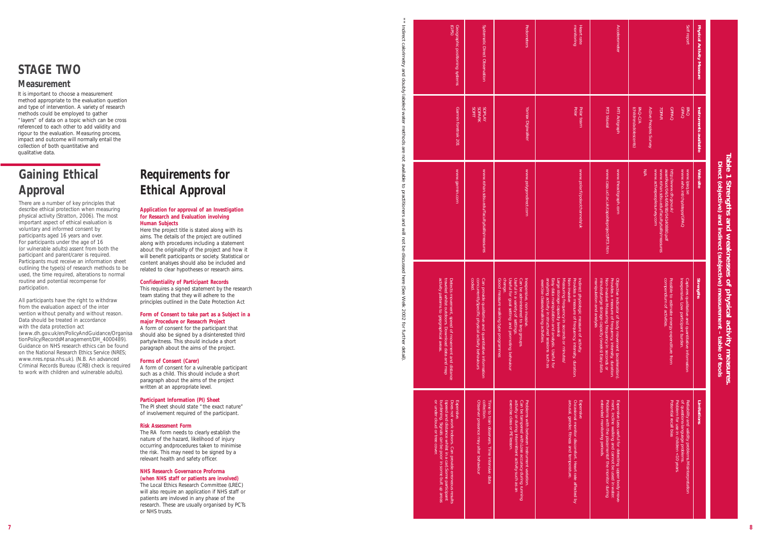# STAGE TWO

## Measurement

It is important to choose a measurement method appropriate to the evaluation question and type of intervention. A variety of research methods could be employed to gather "layers" of data on a topic which can be cross referenced to each other to add validity and rigour to the evaluation. Measuring process, impact and outcome will normally entail the collection of both quantitative and qualitative data.

# Gaining Ethical Approval

There are a number of key principles that describe ethical protection when measuring physical activity (Stratton, 2006). The most important aspect of ethical evaluation is voluntary and informed consent by participants aged 16 years and over. For participants under the age of 16 (or vulnerable adults) assent from both the participant and parent/carer is required. Participants must receive an information sheet outlining the type(s) of research methods to be used, the time required, alterations to normal routine and potential recompense for participation.

All participants have the right to withdraw from the evaluation aspect of the inter vention without penalty and without reason. Data should be treated in accordance with the data protection act (www.dh.gov.uk/en/PolicyAndGuidance/OrganisationPolicy/RecordsManagement/DH_4000489). Guidance on NHS research ethics can be found on the National Research Ethics Service (NRES; www.nres.npsa.nhs.uk). (N.B. An advanced Criminal Records Bureau (CRB) check is required to work with children and vulnerable adults).

# Requirements for Ethical Approval

### Application for approval of an Investigation for Research and Evaluation involving Human Subjects

Here the project title is stated along with its aims. The details of the project are outlined along with procedures including a statement about the originality of the project and how it will benefit participants or society. Statistical or content analyses should also be included and related to clear hypotheses or research aims.

### Confidentiality of Participant Records

This requires a signed statement by the research team stating that they will adhere to the principles outlined in the Date Protection Act

### Form of Consent to take part as a Subject in a major Procedure or Reseacrh Project

A form of consent for the participant that should also be signed by a disinterested third party/witness. This should include a short paragraph about the aims of the project.

### Forms of Consent (Carer)

A form of consent for a vulnerable participant such as a child. This should include a short paragraph about the aims of the project written at an appropriate level.

### Participant Information (PI) Sheet

The PI sheet should state "the exact nature" of involvement required of the participant.

### Risk Assessment Form

The RA form needs to clearly establish the nature of the hazard, likelihood of injury occurring andprocedures taken to minimise the risk. This may need to be signed by a relevant health and safety officer.

### NHS Research Governance Proforma (when NHS staff or patients are involved)

The Local Ethics Research Committee (LREC) will also require an application if NHS staff or patients are invloved in any phase of the research. These are usually organised by PCTs or NHS trusts.

## Table 1 Strengths and weaknesses of physical activity measures. Direct (objective) and indirect (subjective) measurement – table of tools

| Physical Activity Measure | Instruments available | Web site | Strengths | Limitations |
|---|---|---|---|---|
| Self report | IPAQ<br>GPAQ | www.ipaq.ki.se<br>www.who.int/chp/steps/GPAQ | Captures qualitative and quantitative information. Inexpensive. Low participant burden. | Reliability and validity problems Misinterpretation of questions/language problems. Problem for use in children <10 years Potential recall bias |
| | GPPAQ | http://www.dh.gov.uk/assetRoot/04/15/34/90/04153490.pdf | Possible to estimate energy expenditure from compendium of activities. | |
| | 7DPAR | www.rohan.sdsu.edu/faculty/sallis/measures | | |
| | Active Peoples Survey | www.activepeoplesurvey.com | | |
| | PAQ-C/A (children/adolescents) | N/A | | |
| Accelerometer | MTI Actigraph<br>RT3 triaxial | www.theactigraph.com<br>www.casa.ucl.ac.uk/capablproject/RT3.htm | Objective indicator of body movement (acceleration). Provides a measure of frequency, intensity, duration. Non-invasive Measuring frequency in seconds or minutes/large storage capacity (weeks) Easy data manipulation and analysis | Expensive Less useful for detecting upper body movement, incline walking and cannot be used in water. Problems with the placement of the monitor during extended monitoring periods |
| Heart rate monitoring | Polar team<br>Polar | www.polarit/polarchannels/uk | Indirect physiologic measure of activity. Provides a measure of frequency, intensity, duration. Non-invasive Measuring frequency in seconds or minutes/ Large storage capacity (weeks) Easy data manipulation and analysis. Useful for analysing activity in structured sessions such as exercise classes/walking activities. | Expensive Occasional monitor discomfort. Heart rate affected by arousal, gender, fitness and temperature. |
| Pedometers | Yamax Digiwalker | www.polygondirect.com | Inexpensive, non-invasive. Can be administered to large groups. Useful in a variety of settings. Useful for goal setting and promoting behaviour change. Good measure walking type programmes | Problems with between instrument variation. Can be tampered with. Lose accuracy during running activity or during intermittent activity such as an exercise class or PE lesson. |
| Systematic Direct Observation | SOPLAY<br>SOPARK<br>SOFIT | www.rohan.sdsu.edu/faculty/sallis/measures | Can provide qualitative and quantitative information concurrently Specific physical activity behaviours coded | Time to train observers. Time intensive data collection. Observer presence may alter behaviour |
| Geographic positioning systems (GPS) | Garmin foretrak 201 | www.garmin.com | Detects movement, speed of movement and distance travelled whilst outdoors. Download data and map activity patterns to geographical areas. | Expensive. Does not work indoors. Can provide erroneous results (speed and distance) whilst in a car. Some participant burdening. Signals can be poor in some built up areas or under cloud or tree cover. |

** Indirect calorimetry and doubly labeled water methods are not available to practitioners and will not be discussed here (See Welk 2002 for further detail).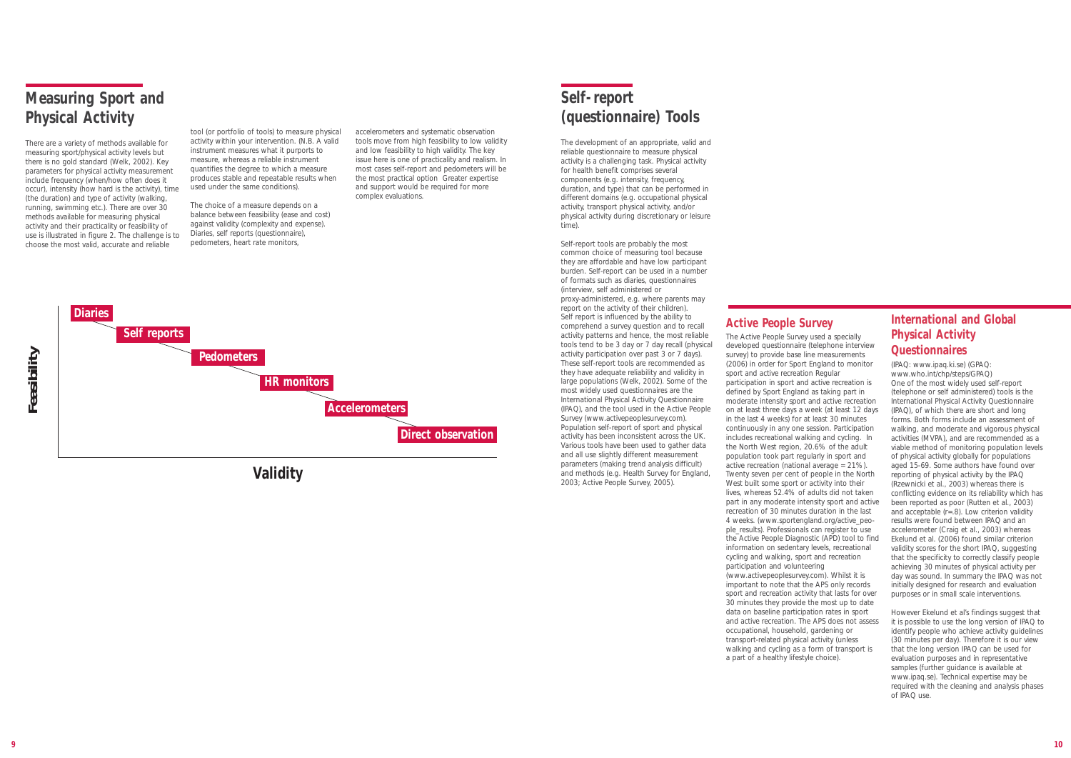# Measuring Sport and Physical Activity

There are a variety of methods available for measuring sport/physical activity levels but there is no gold standard (Welk, 2002). Key parameters for physical activity measurement include frequency (when/how often does it occur), intensity (how hard is the activity), time (the duration) and type of activity (walking, running, swimming etc.). There are over 30 methods available for measuring physical activity and their practicality or feasibility of use is illustrated in figure 2. The challenge is to choose the most valid, accurate and reliable tool (or portfolio of tools) to measure physical activity within your intervention. (N.B. A valid instrument measures what it purports to measure, whereas a reliable instrument quantifies the degree to which a measure produces stable and repeatable results when used under the same conditions).

The choice of a measure depends on a balance between feasibility (ease and cost) against validity (complexity and expense). Diaries, self reports (questionnaire), pedometers, heart rate monitors, accelerometers and systematic observation tools move from high feasibility to low validity and low feasibility to high validity. The key issue here is one of practicality and realism. In most cases self-report and pedometers will be the most practical option Greater expertise and support would be required for more complex evaluations.

Feasibility

- Diaries
- Self reports
- Pedometers
- HR monitors
- Accelerometers
- Direct observation

Validity

# Self-report (questionnaire) Tools

The development of an appropriate, valid and reliable questionnaire to measure physical activity is a challenging task. Physical activity for health benefit comprises several components (e.g. intensity, frequency, duration, and type) that can be performed in different domains (e.g. occupational physical activity, transport physical activity, and/or physical activity during discretionary or leisure time).

Self-report tools are probably the most common choice of measuring tool because they are affordable and have low participant burden. Self-report can be used in a number of formats such as diaries, questionnaires (interview, self administered or proxy-administered, e.g. where parents may report on the activity of their children). Self report is influenced by the ability to comprehend a survey question and to recall activity patterns and hence, the most reliable tools tend to be 3 day or 7 day recall (physical activity participation over past 3 or 7 days). These self-report tools are recommended as they have adequate reliability and validity in large populations (Welk, 2002). Some of the most widely used questionnaires are the International Physical Activity Questionnaire (IPAQ), and the tool used in the Active People Survey (www.activepeoplesurvey.com). Population self-report of sport and physical activity has been inconsistent across the UK. Various tools have been used to gather data and all use slightly different measurement parameters (making trend analysis difficult) and methods (e.g. Health Survey for England, 2003; Active People Survey, 2005).

## Active People Survey

The Active People Survey used a specially developed questionnaire (telephone interview survey) to provide base line measurements (2006) in order for Sport England to monitor sport and active recreation Regular participation in sport and active recreation is defined by Sport England as taking part in moderate intensity sport and active recreation on at least three days a week (at least 12 days in the last 4 weeks) for at least 30 minutes continuously in any one session. Participation includes recreational walking and cycling. In the North West region, 20.6% of the adult population took part regularly in sport and active recreation (national average = 21%). Twenty seven per cent of people in the North West built some sport or activity into their lives, whereas 52.4% of adults did not taken part in any moderate intensity sport and active recreation of 30 minutes duration in the last 4 weeks. (www.sportengland.org/active_people_results). Professionals can register to use the Active People Diagnostic (APD) tool to find information on sedentary levels, recreational cycling and walking, sport and recreation participation and volunteering (www.activepeoplesurvey.com). Whilst it is important to note that the APS only records sport and recreation activity that lasts for over 30 minutes they provide the most up to date data on baseline participation rates in sport and active recreation. The APS does not assess occupational, household, gardening or transport-related physical activity (unless walking and cycling as a form of transport is a part of a healthy lifestyle choice).

## International and Global Physical Activity Questionnaires

(IPAQ: www.ipaq.ki.se) (GPAQ: www.who.int/chp/steps/GPAQ)
One of the most widely used self-report (telephone or self administered) tools is the International Physical Activity Questionnaire (IPAQ), of which there are short and long forms. Both forms include an assessment of walking, and moderate and vigorous physical activities (MVPA), and are recommended as a viable method of monitoring population levels of physical activity globally for populations aged 15-69. Some authors have found over reporting of physical activity by the IPAQ (Rzewnicki et al., 2003) whereas there is conflicting evidence on its reliability which has been reported as poor (Rutten et al., 2003) and acceptable (r=.8). Low criterion validity results were found between IPAQ and an accelerometer (Craig et al., 2003) whereas Ekelund et al. (2006) found similar criterion validity scores for the short IPAQ, suggesting that the specificity to correctly classify people achieving 30 minutes of physical activity per day was sound. In summary the IPAQ was not initially designed for research and evaluation purposes or in small scale interventions.

However Ekelund et al's findings suggest that it is possible to use the long version of IPAQ to identify people who achieve activity guidelines (30 minutes per day). Therefore it is our view that the long version IPAQ can be used for evaluation purposes and in representative samples (further guidance is available at www.ipaq.se). Technical expertise may be required with the cleaning and analysis phases of IPAQ use.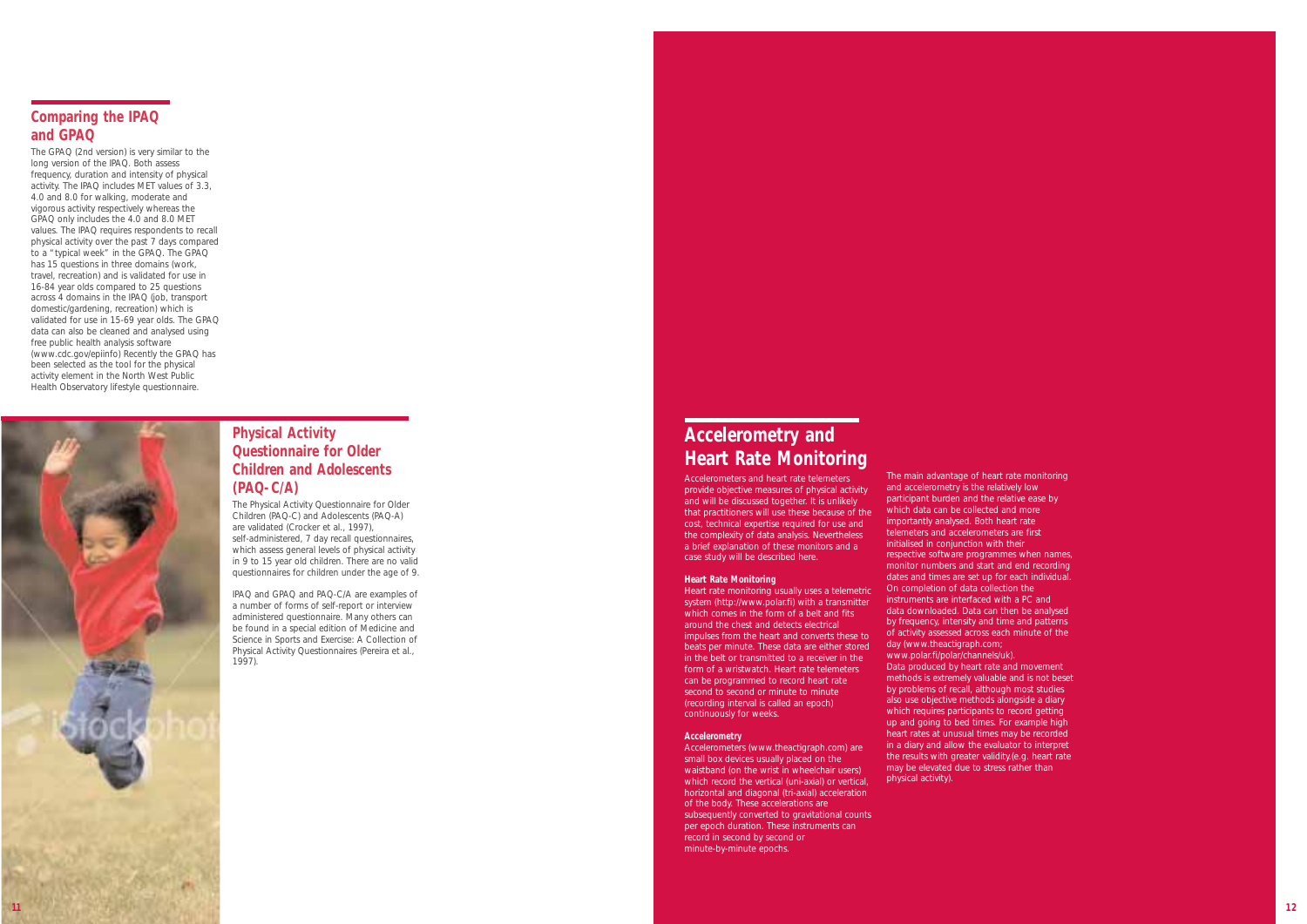## Comparing the IPAQ and GPAQ

The GPAQ (2nd version) is very similar to the long version of the IPAQ. Both assess frequency, duration and intensity of physical activity. The IPAQ includes MET values of 3.3, 4.0 and 8.0 for walking, moderate and vigorous activity respectively whereas the GPAQ only includes the 4.0 and 8.0 MET values. The IPAQ requires respondents to recall physical activity over the past 7 days compared to a "typical week" in the GPAQ. The GPAQ has 15 questions in three domains (work, travel, recreation) and is validated for use in 16-84 year olds compared to 25 questions across 4 domains in the IPAQ (job, transport domestic/gardening, recreation) which is validated for use in 15-69 year olds. The GPAQ data can also be cleaned and analysed using free public health analysis software (www.cdc.gov/epiinfo) Recently the GPAQ has been selected as the tool for the physical activity element in the North West Public Health Observatory lifestyle questionnaire.

## Physical Activity Questionnaire for Older Children and Adolescents (PAQ-C/A)

The Physical Activity Questionnaire for Older Children (PAQ-C) and Adolescents (PAQ-A) are validated (Crocker et al., 1997), self-administered, 7 day recall questionnaires, which assess general levels of physical activity in 9 to 15 year old children. There are no valid questionnaires for children under the age of 9.

IPAQ and GPAQ and PAQ-C/A are examples of a number of forms of self-report or interview administered questionnaire. Many others can be found in a special edition of Medicine and Science in Sports and Exercise: A Collection of Physical Activity Questionnaires (Pereira et al., 1997).

## Accelerometry and Heart Rate Monitoring

Accelerometers and heart rate telemeters provide objective measures of physical activity and will be discussed together. It is unlikely that practitioners will use these because of the cost, technical expertise required for use and the complexity of data analysis. Nevertheless a brief explanation of these monitors and a case study will be described here.

**Heart Rate Monitoring**

Heart rate monitoring usually uses a telemetric system (http://www.polar.fi) with a transmitter which comes in the form of a belt and fits around the chest and detects electrical impulses from the heart and converts these to beats per minute. These data are either stored in the belt or transmitted to a receiver in the form of a wristwatch. Heart rate telemeters can be programmed to record heart rate second to second or minute to minute (recording interval is called an epoch) continuously for weeks.

**Accelerometry**

Accelerometers (www.theactigraph.com) are small box devices usually placed on the waistband (on the wrist in wheelchair users) which record the vertical (uni-axial) or vertical, horizontal and diagonal (tri-axial) acceleration of the body. These accelerations are subsequently converted to gravitational counts per epoch duration. These instruments can record in second by second or minute-by-minute epochs.

The main advantage of heart rate monitoring and accelerometry is the relatively low participant burden and the relative ease by which data can be collected and more importantly analysed. Both heart rate telemeters and accelerometers are first initialised in conjunction with their respective software programmes when names, monitor numbers and start and end recording dates and times are set up for each individual. On completion of data collection the instruments are interfaced with a PC and data downloaded. Data can then be analysed by frequency, intensity and time and patterns of activity assessed across each minute of the day (www.theactigraph.com; www.polar.fi/polar/channels/uk).

Data produced by heart rate and movement methods is extremely valuable and is not beset by problems of recall, although most studies also use objective methods alongside a diary which requires participants to record getting up and going to bed times. For example high heart rates at unusual times may be recorded in a diary and allow the evaluator to interpret the results with greater validity.(e.g. heart rate may be elevated due to stress rather than physical activity).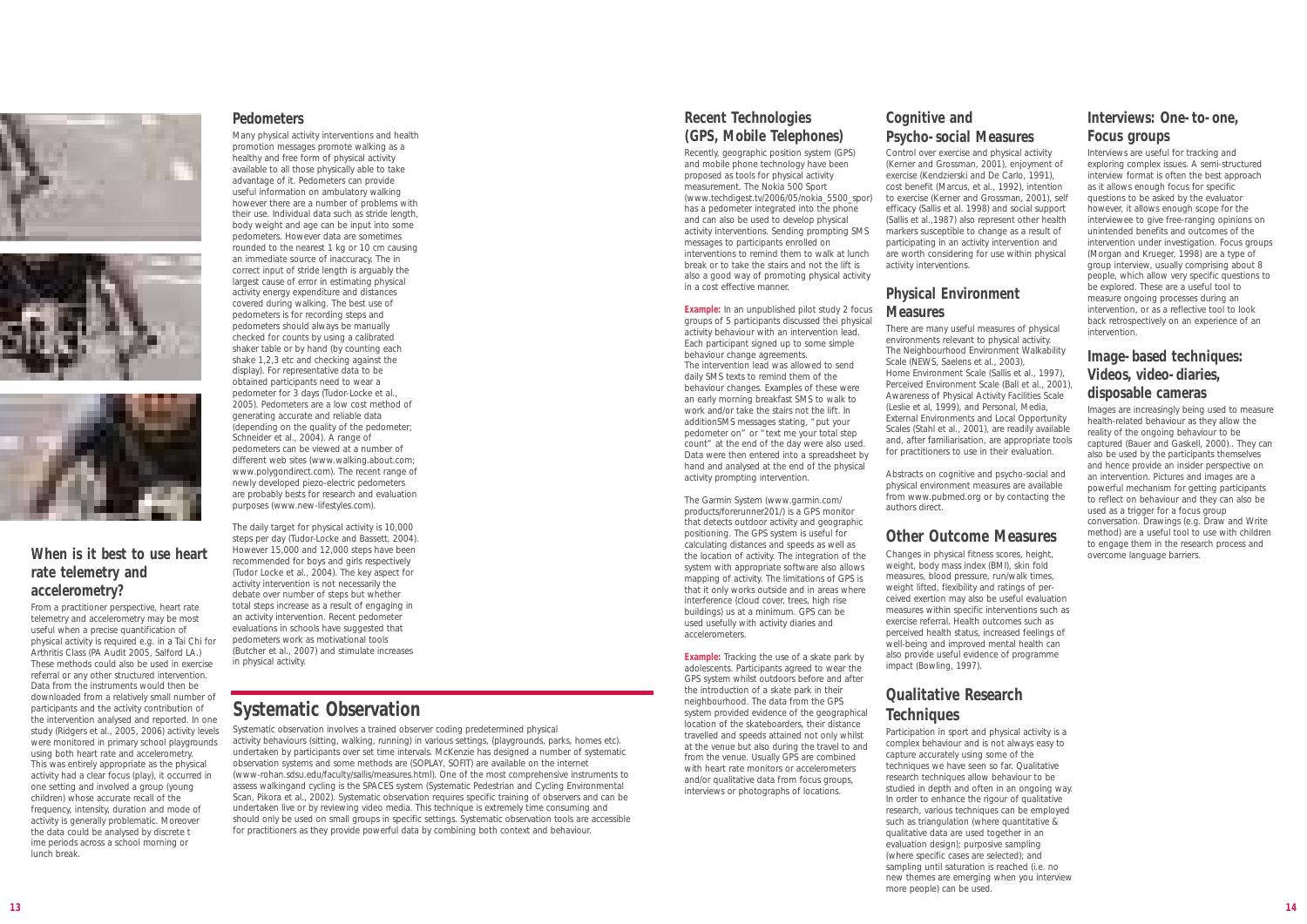## When is it best to use heart rate telemetry and accelerometry?

From a practitioner perspective, heart rate telemetry and accelerometry may be most useful when a precise quantification of physical activity is required e.g. in a Tai Chi for Arthritis Class (PA Audit 2005, Salford LA.) These methods could also be used in exercise referral or any other structured intervention. Data from the instruments would then be downloaded from a relatively small number of participants and the activity contribution of the intervention analysed and reported. In one study (Ridgers et al., 2005, 2006) activity levels were monitored in primary school playgrounds using both heart rate and accelerometry. This was entirely appropriate as the physical activity had a clear focus (play), it occurred in one setting and involved a group (young children) whose accurate recall of the frequency, intensity, duration and mode of activity is generally problematic. Moreover the data could be analysed by discrete t ime periods across a school morning or lunch break.

## Pedometers

Many physical activity interventions and health promotion messages promote walking as a healthy and free form of physical activity available to all those physically able to take advantage of it. Pedometers can provide useful information on ambulatory walking however there are a number of problems with their use. Individual data such as stride length, body weight and age can be input into some pedometers. However data are sometimes rounded to the nearest 1 kg or 10 cm causing an immediate source of inaccuracy. The in correct input of stride length is arguably the largest cause of error in estimating physical activity energy expenditure and distances covered during walking. The best use of pedometers is for recording steps and pedometers should always be manually checked for counts by using a calibrated shaker table or by hand (by counting each shake 1,2,3 etc and checking against the display). For representative data to be obtained participants need to wear a pedometer for 3 days (Tudor-Locke et al., 2005). Pedometers are a low cost method of generating accurate and reliable data (depending on the quality of the pedometer; Schneider et al., 2004). A range of pedometers can be viewed at a number of different web sites (www.walking.about.com; www.polygondirect.com). The recent range of newly developed piezo-electric pedometers are probably bests for research and evaluation purposes (www.new-lifestyles.com).

The daily target for physical activity is 10,000 steps per day (Tudor-Locke and Bassett, 2004). However 15,000 and 12,000 steps have been recommended for boys and girls respectively (Tudor Locke et al., 2004). The key aspect for activity intervention is not necessarily the debate over number of steps but whether total steps increase as a result of engaging in an activity intervention. Recent pedometer evaluations in schools have suggested that pedometers work as motivational tools (Butcher et al., 2007) and stimulate increases in physical activity.

# Systematic Observation

Systematic observation involves a trained observer coding predetermined physical activity behaviours (sitting, walking, running) in various settings, (playgrounds, parks, homes etc). undertaken by participants over set time intervals. McKenzie has designed a number of systematic observation systems and some methods are (SOPLAY, SOFIT) are available on the internet (www-rohan.sdsu.edu/faculty/sallis/measures.html). One of the most comprehensive instruments to assess walkingand cycling is the SPACES system (Systematic Pedestrian and Cycling Environmental Scan, Pikora et al., 2002). Systematic observation requires specific training of observers and can be undertaken live or by reviewing video media. This technique is extremely time consuming and should only be used on small groups in specific settings. Systematic observation tools are accessible for practitioners as they provide powerful data by combining both context and behaviour.

## Recent Technologies (GPS, Mobile Telephones)

Recently, geographic position system (GPS) and mobile phone technology have been proposed as tools for physical activity measurement. The Nokia 500 Sport (www.techdigest.tv/2006/05/nokia_5500_spor) has a pedometer integrated into the phone and can also be used to develop physical activity interventions. Sending prompting SMS messages to participants enrolled on interventions to remind them to walk at lunch break or to take the stairs and not the lift is also a good way of promoting physical activity in a cost effective manner.

**Example:** In an unpublished pilot study 2 focus groups of 5 participants discussed thei physical activity behaviour with an intervention lead. Each participant signed up to some simple behaviour change agreements. The intervention lead was allowed to send daily SMS texts to remind them of the behaviour changes. Examples of these were an early morning breakfast SMS to walk to work and/or take the stairs not the lift. In additionSMS messages stating, "put your pedometer on" or "text me your total step count" at the end of the day were also used. Data were then entered into a spreadsheet by hand and analysed at the end of the physical activity prompting intervention.

The Garmin System (www.garmin.com/products/forerunner201/) is a GPS monitor that detects outdoor activity and geographic positioning. The GPS system is useful for calculating distances and speeds as well as the location of activity. The integration of the system with appropriate software also allows mapping of activity. The limitations of GPS is that it only works outside and in areas where interference (cloud cover, trees, high rise buildings) us at a minimum. GPS can be used usefully with activity diaries and accelerometers.

**Example:** Tracking the use of a skate park by adolescents. Participants agreed to wear the GPS system whilst outdoors before and after the introduction of a skate park in their neighbourhood. The data from the GPS system provided evidence of the geographical location of the skateboarders, their distance travelled and speeds attained not only whilst at the venue but also during the travel to and from the venue. Usually GPS are combined with heart rate monitors or accelerometers and/or qualitative data from focus groups, interviews or photographs of locations.

## Cognitive and Psycho-social Measures

Control over exercise and physical activity (Kerner and Grossman, 2001), enjoyment of exercise (Kendzierski and De Carlo, 1991), cost benefit (Marcus, et al., 1992), intention to exercise (Kerner and Grossman, 2001), self efficacy (Sallis et al. 1998) and social support (Sallis et al.,1987) also represent other health markers susceptible to change as a result of participating in an activity intervention and are worth considering for use within physical activity interventions.

## Physical Environment Measures

There are many useful measures of physical environments relevant to physical activity. The Neighbourhood Environment Walkability Scale (NEWS, Saelens et al., 2003), Home Environment Scale (Sallis et al., 1997), Perceived Environment Scale (Ball et al., 2001), Awareness of Physical Activity Facilities Scale (Leslie et al, 1999), and Personal, Media, External Environments and Local Opportunity Scales (Stahl et al., 2001), are readily available and, after familiarisation, are appropriate tools for practitioners to use in their evaluation.

Abstracts on cognitive and psycho-social and physical environment measures are available from www.pubmed.org or by contacting the authors direct.

## Other Outcome Measures

Changes in physical fitness scores, height, weight, body mass index (BMI), skin fold measures, blood pressure, run/walk times, weight lifted, flexibility and ratings of perceived exertion may also be useful evaluation measures within specific interventions such as exercise referral. Health outcomes such as perceived health status, increased feelings of well-being and improved mental health can also provide useful evidence of programme impact (Bowling, 1997).

## Qualitative Research Techniques

Participation in sport and physical activity is a complex behaviour and is not always easy to capture accurately using some of the techniques we have seen so far. Qualitative research techniques allow behaviour to be studied in depth and often in an ongoing way. In order to enhance the rigour of qualitative research, various techniques can be employed such as triangulation (where quantitative & qualitative data are used together in an evaluation design); purposive sampling (where specific cases are selected); and sampling until saturation is reached (i.e. no new themes are emerging when you interview more people) can be used.

## Interviews: One-to-one, Focus groups

Interviews are useful for tracking and exploring complex issues. A semi-structured interview format is often the best approach as it allows enough focus for specific questions to be asked by the evaluator however, it allows enough scope for the interviewee to give free-ranging opinions on unintended benefits and outcomes of the intervention under investigation. Focus groups (Morgan and Krueger, 1998) are a type of group interview, usually comprising about 8 people, which allow very specific questions to be explored. These are a useful tool to measure ongoing processes during an intervention, or as a reflective tool to look back retrospectively on an experience of an intervention.

## Image-based techniques: Videos, video-diaries, disposable cameras

Images are increasingly being used to measure health-related behaviour as they allow the reality of the ongoing behaviour to be captured (Bauer and Gaskell, 2000).. They can also be used by the participants themselves and hence provide an insider perspective on an intervention. Pictures and images are a powerful mechanism for getting participants to reflect on behaviour and they can also be used as a trigger for a focus group conversation. Drawings (e.g. Draw and Write method) are a useful tool to use with children to engage them in the research process and overcome language barriers.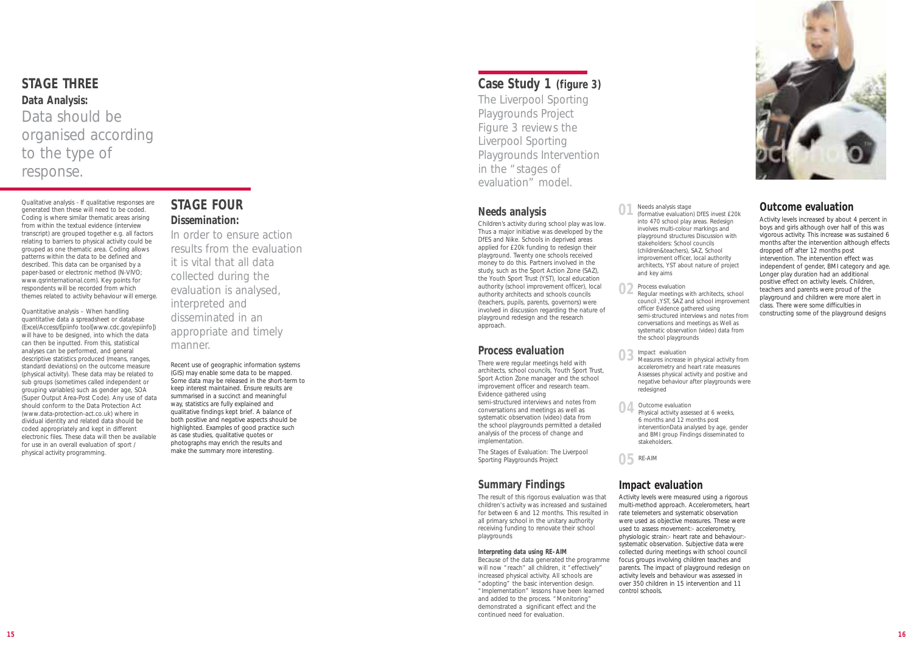## STAGE THREE

### Data Analysis:

Data should be organised according to the type of response.

Qualitative analysis - If qualitative responses are generated then these will need to be coded. Coding is where similar thematic areas arising from within the textual evidence (interview transcript) are grouped together e.g. all factors relating to barriers to physical activity could be grouped as one thematic area. Coding allows patterns within the data to be defined and described. This data can be organised by a paper-based or electronic method (N-VIVO; www.qsrinternational.com). Key points for respondents will be recorded from which themes related to activity behaviour will emerge.

Quantitative analysis – When handling quantitative data a spreadsheet or database (Excel/Access/Epiinfo tool[www.cdc.gov/epiinfo]) will have to be designed, into which the data can then be inputted. From this, statistical analyses can be performed, and general descriptive statistics produced (means, ranges, standard deviations) on the outcome measure (physical activity). These data may be related to sub groups (sometimes called independent or grouping variables) such as gender age, SOA (Super Output Area-Post Code). Any use of data should conform to the Data Protection Act (www.data-protection-act.co.uk) where in dividual identity and related data should be coded appropriately and kept in different electronic files. These data will then be available for use in an overall evaluation of sport / physical activity programming.

## STAGE FOUR

### Dissemination:

In order to ensure action results from the evaluation it is vital that all data collected during the evaluation is analysed, interpreted and disseminated in an appropriate and timely manner.

Recent use of geographic information systems (GIS) may enable some data to be mapped. Some data may be released in the short-term to keep interest maintained. Ensure results are summarised in a succinct and meaningful way, statistics are fully explained and qualitative findings kept brief. A balance of both positive and negative aspects should be highlighted. Examples of good practice such as case studies, qualitative quotes or photographs may enrich the results and make the summary more interesting.

## Case Study 1 (figure 3)

The Liverpool Sporting Playgrounds Project Figure 3 reviews the Liverpool Sporting Playgrounds Intervention in the "stages of evaluation" model.

### Needs analysis

Children's activity during school play was low. Thus a major initiative was developed by the DfES and Nike. Schools in deprived areas applied for £20k funding to redesign their playground. Twenty one schools received money to do this. Partners involved in the study, such as the Sport Action Zone (SAZ), the Youth Sport Trust (YST), local education authority (school improvement officer), local authority architects and schools councils (teachers, pupils, parents, governors) were involved in discussion regarding the nature of playground redesign and the research approach.

### Process evaluation

There were regular meetings held with architects, school councils, Youth Sport Trust, Sport Action Zone manager and the school improvement officer and research team. Evidence gathered using semi-structured interviews and notes from conversations and meetings as well as systematic observation (video) data from the school playgrounds permitted a detailed analysis of the process of change and implementation.

The Stages of Evaluation: The Liverpool Sporting Playgrounds Project

**01** Needs analysis stage (formative evaluation) DfES invest £20k into 470 school play areas. Redesign involves multi-colour markings and playground structures Discussion with stakeholders: School councils (children&teachers), SAZ, School improvement officer, local authority architects, YST about nature of project and key aims

**02** Process evaluation Regular meetings with architects, school council ,YST, SAZ and school improvement officer Evidence gathered using semi-structured interviews and notes from conversations and meetings as Well as systematic observation (video) data from the school playgrounds

**03** Impact evaluation Measures increase in physical activity from accelerometry and heart rate measures Assesses physical activity and positive and negative behaviour after playgrounds were redesigned

**04** Outcome evaluation Physical activity assessed at 6 weeks, 6 months and 12 months post interventionData analysed by age, gender and BMI group Findings disseminated to stakeholders.

**05** RE-AIM

### Summary Findings

The result of this rigorous evaluation was that children's activity was increased and sustained for between 6 and 12 months. This resulted in all primary school in the unitary authority receiving funding to renovate their school playgrounds

**Interpreting data using RE-AIM**

Because of the data generated the programme will now "reach" all children, it "effectively" increased physical activity. All schools are "adopting" the basic intervention design. "Implementation" lessons have been learned and added to the process. "Monitoring" demonstrated a significant effect and the continued need for evaluation.

### Impact evaluation

Activity levels were measured using a rigorous multi-method approach. Accelerometers, heart rate telemeters and systematic observation were used as objective measures. These were used to assess movement:- accelerometry, physiologic strain:- heart rate and behaviour:- systematic observation. Subjective data were collected during meetings with school council focus groups involving children teaches and parents. The impact of playground redesign on activity levels and behaviour was assessed in over 350 children in 15 intervention and 11 control schools.

### Outcome evaluation

Activity levels increased by about 4 percent in boys and girls although over half of this was vigorous activity. This increase was sustained 6 months after the intervention although effects dropped off after 12 months post intervention. The intervention effect was independent of gender, BMI category and age. Longer play duration had an additional positive effect on activity levels. Children, teachers and parents were proud of the playground and children were more alert in class. There were some difficulties in constructing some of the playground designs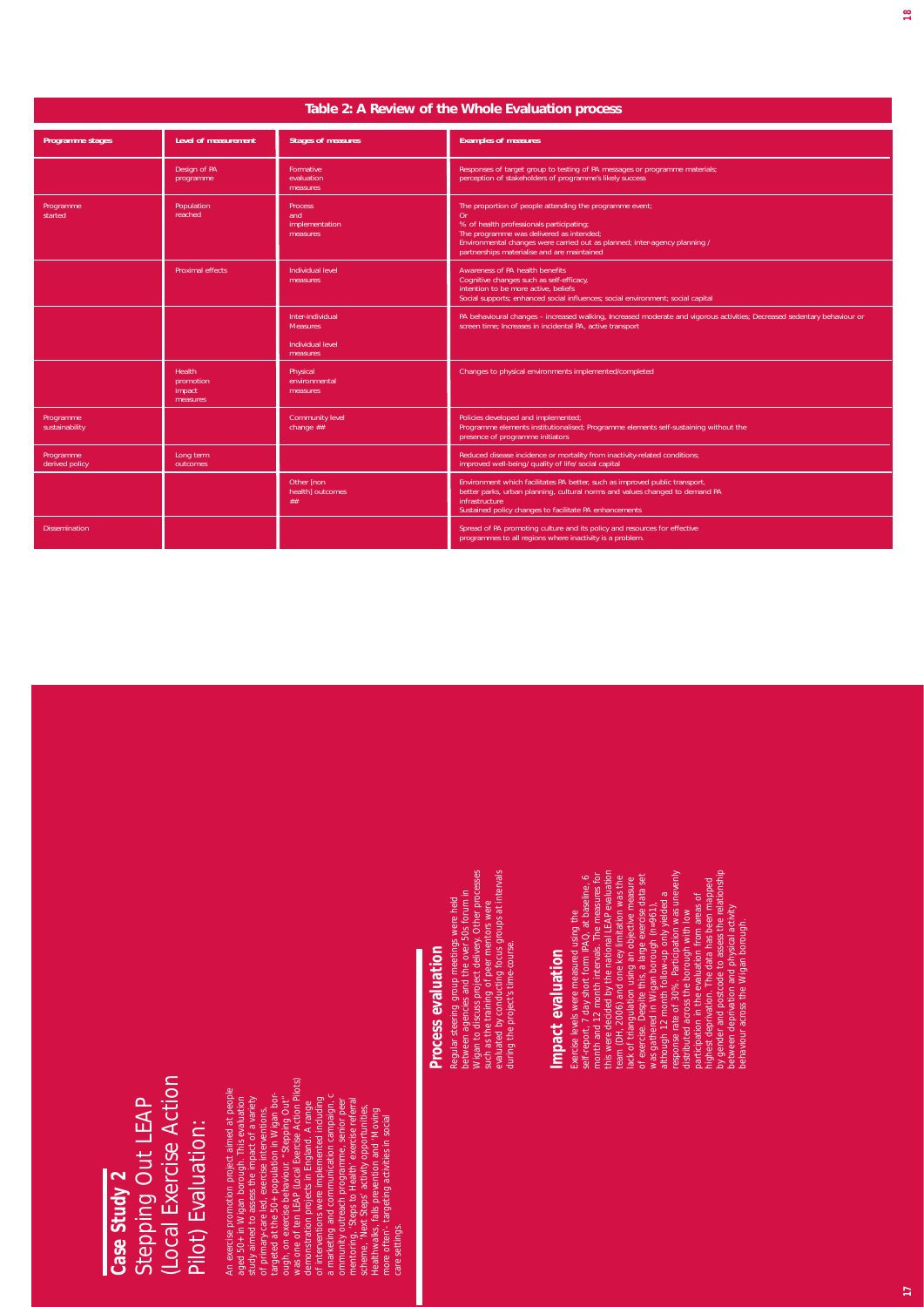## Table 2: A Review of the Whole Evaluation process

| Programme stages | Level of measurement | Stages of measures | Examples of measures |
|---|---|---|---|
| | Design of PA programme | Formative evaluation measures | Responses of target group to testing of PA messages or programme materials; perception of stakeholders of programme's likely success |
| Programme started | Population reached | Process and implementation measures | The proportion of people attending the programme event; Or % of health professionals participating; The programme was delivered as intended; Environmental changes were carried out as planned; inter-agency planning / partnerships materialise and are maintained |
| | Proximal effects | Individual level measures | Awareness of PA health benefits Cognitive changes such as self-efficacy, intention to be more active, beliefs Social supports; enhanced social influences; social environment; social capital |
| | | Inter-individual Measures Individual level measures | PA behavioural changes – increased walking, Increased moderate and vigorous activities; Decreased sedentary behaviour or screen time; Increases in incidental PA, active transport |
| | Health promotion impact measures | Physical environmental measures | Changes to physical environments implemented/completed |
| Programme sustainability | | Community level change ## | Policies developed and implemented; Programme elements institutionalised; Programme elements self-sustaining without the presence of programme initiators |
| Programme derived policy | Long term outcomes | | Reduced disease incidence or mortality from inactivity-related conditions; improved well-being/ quality of life/ social capital |
| | | Other [non health] outcomes ## | Environment which facilitates PA better, such as improved public transport, better parks, urban planning, cultural norms and values changed to demand PA infrastructure Sustained policy changes to facilitate PA enhancements |
| Dissemination | | | Spread of PA promoting culture and its policy and resources for effective programmes to all regions where inactivity is a problem. |

## Case Study 2

# Stepping Out LEAP (Local Exercise Action Pilot) Evaluation:

An exercise promotion project aimed at people aged 50+ in Wigan borough. This evaluation study aimed to assess the impact of a variety of primary-care led, exercise interventions, targeted at the 50+ population in Wigan borough, on exercise behaviour. "Stepping Out" was one of ten LEAP (Local Exercise Action Pilots) demonstration projects in England. A range of interventions were implemented including a marketing and communication campaign, community outreach programme, senior peer mentoring, 'Steps to Health' exercise referral scheme, 'Next Steps' activity opportunities, Healthwalks, falls prevention and 'Moving more often'- targeting activities in social care settings.

### Process evaluation

Regular steering group meetings were held between agencies and the over 50s forum in Wigan to discuss project delivery. Other processes such as the training of peer mentors were evaluated by conducting focus groups at intervals during the project's time-course.

### Impact evaluation

Exercise levels were measured using the self-report, 7 day short form IPAQ at baseline, 6 month and 12 month intervals. The measures for this were decided by the national LEAP evaluation team (DH, 2006) and one key limitation was the lack of triangulation using an objective measure of exercise. Despite this, a large exercise data set was gathered in Wigan borough (n=961), although 12 month follow-up only yielded a response rate of 30%. Participation was unevenly distributed across the borough with low participation in the evaluation from areas of highest deprivation. The data has been mapped by gender and postcode to assess the relationship between deprivation and physical activity behaviour across the Wigan borough.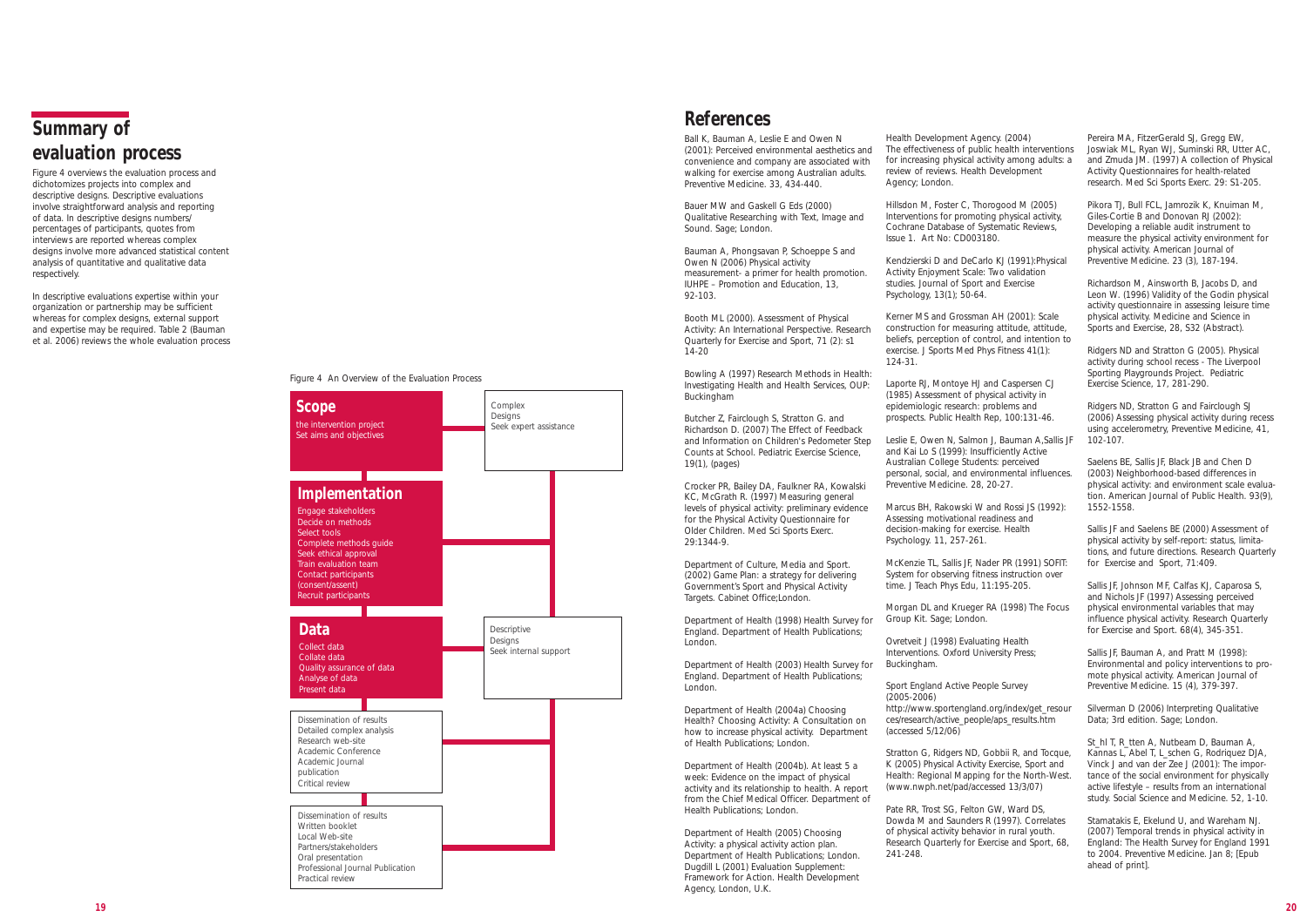## Summary of evaluation process

Figure 4 overviews the evaluation process and dichotomizes projects into complex and descriptive designs. Descriptive evaluations involve straightforward analysis and reporting of data. In descriptive designs numbers/ percentages of participants, quotes from interviews are reported whereas complex designs involve more advanced statistical content analysis of quantitative and qualitative data respectively.

In descriptive evaluations expertise within your organization or partnership may be sufficient whereas for complex designs, external support and expertise may be required. Table 2 (Bauman et al. 2006) reviews the whole evaluation process

Figure 4 An Overview of the Evaluation Process

**Scope**
the intervention project
Set aims and objectives

Complex Designs
Seek expert assistance

**Implementation**
Engage stakeholders
Decide on methods
Select tools
Complete methods guide
Seek ethical approval
Train evaluation team
Contact participants (consent/assent)
Recruit participants

**Data**
Collect data
Collate data
Quality assurance of data
Analyse of data
Present data

Descriptive Designs
Seek internal support

Dissemination of results
Detailed complex analysis
Research web-site
Academic Conference
Academic Journal publication
Critical review

Dissemination of results
Written booklet
Local Web-site
Partners/stakeholders
Oral presentation
Professional Journal Publication
Practical review

## References

Ball K, Bauman A, Leslie E and Owen N (2001): Perceived environmental aesthetics and convenience and company are associated with walking for exercise among Australian adults. Preventive Medicine. 33, 434-440.

Bauer MW and Gaskell G Eds (2000) Qualitative Researching with Text, Image and Sound. Sage; London.

Bauman A, Phongsavan P, Schoeppe S and Owen N (2006) Physical activity measurement- a primer for health promotion. IUHPE – Promotion and Education, 13, 92-103.

Booth ML (2000). Assessment of Physical Activity: An International Perspective. Research Quarterly for Exercise and Sport, 71 (2): s1 14-20

Bowling A (1997) Research Methods in Health: Investigating Health and Health Services, OUP: Buckingham

Butcher Z, Fairclough S, Stratton G. and Richardson D. (2007) The Effect of Feedback and Information on Children's Pedometer Step Counts at School. Pediatric Exercise Science, 19(1), (pages)

Crocker PR, Bailey DA, Faulkner RA, Kowalski KC, McGrath R. (1997) Measuring general levels of physical activity: preliminary evidence for the Physical Activity Questionnaire for Older Children. Med Sci Sports Exerc. 29:1344-9.

Department of Culture, Media and Sport. (2002) Game Plan: a strategy for delivering Government's Sport and Physical Activity Targets. Cabinet Office;London.

Department of Health (1998) Health Survey for England. Department of Health Publications; London.

Department of Health (2003) Health Survey for England. Department of Health Publications; London.

Department of Health (2004a) Choosing Health? Choosing Activity: A Consultation on how to increase physical activity. Department of Health Publications; London.

Department of Health (2004b). At least 5 a week: Evidence on the impact of physical activity and its relationship to health. A report from the Chief Medical Officer. Department of Health Publications; London.

Department of Health (2005) Choosing Activity: a physical activity action plan. Department of Health Publications; London. Dugdill L (2001) Evaluation Supplement: Framework for Action. Health Development Agency, London, U.K.

Health Development Agency. (2004) The effectiveness of public health interventions for increasing physical activity among adults: a review of reviews. Health Development Agency; London.

Hillsdon M, Foster C, Thorogood M (2005) Interventions for promoting physical activity, Cochrane Database of Systematic Reviews, Issue 1. Art No: CD003180.

Kendzierski D and DeCarlo KJ (1991):Physical Activity Enjoyment Scale: Two validation studies. Journal of Sport and Exercise Psychology, 13(1); 50-64.

Kerner MS and Grossman AH (2001): Scale construction for measuring attitude, attitude, beliefs, perception of control, and intention to exercise. J Sports Med Phys Fitness 41(1): 124-31.

Laporte RJ, Montoye HJ and Caspersen CJ (1985) Assessment of physical activity in epidemiologic research: problems and prospects. Public Health Rep, 100:131-46.

Leslie E, Owen N, Salmon J, Bauman A,Sallis JF and Kai Lo S (1999): Insufficiently Active Australian College Students: perceived personal, social, and environmental influences. Preventive Medicine. 28, 20-27.

Marcus BH, Rakowski W and Rossi JS (1992): Assessing motivational readiness and decision-making for exercise. Health Psychology. 11, 257-261.

McKenzie TL, Sallis JF, Nader PR (1991) SOFIT: System for observing fitness instruction over time. J Teach Phys Edu, 11:195-205.

Morgan DL and Krueger RA (1998) The Focus Group Kit. Sage; London.

Ovretveit J (1998) Evaluating Health Interventions. Oxford University Press; Buckingham.

Sport England Active People Survey (2005-2006) http://www.sportengland.org/index/get_resources/research/active_people/aps_results.htm (accessed 5/12/06)

Stratton G, Ridgers ND, Gobbi R, and Tocque, K (2005) Physical Activity Exercise, Sport and Health: Regional Mapping for the North-West. (www.nwph.net/pad/accessed 13/3/07)

Pate RR, Trost SG, Felton GW, Ward DS, Dowda M and Saunders R (1997). Correlates of physical activity behavior in rural youth. Research Quarterly for Exercise and Sport, 68, 241-248.

Pereira MA, FitzerGerald SJ, Gregg EW, Joswiak ML, Ryan WJ, Suminski RR, Utter AC, and Zmuda JM. (1997) A collection of Physical Activity Questionnaires for health-related research. Med Sci Sports Exerc. 29: S1-205.

Pikora TJ, Bull FCL, Jamrozik K, Knuiman M, Giles-Cortie B and Donovan RJ (2002): Developing a reliable audit instrument to measure the physical activity environment for physical activity. American Journal of Preventive Medicine. 23 (3), 187-194.

Richardson M, Ainsworth B, Jacobs D, and Leon W. (1996) Validity of the Godin physical activity questionnaire in assessing leisure time physical activity. Medicine and Science in Sports and Exercise, 28, S32 (Abstract).

Ridgers ND and Stratton G (2005). Physical activity during school recess - The Liverpool Sporting Playgrounds Project. Pediatric Exercise Science, 17, 281-290.

Ridgers ND, Stratton G and Fairclough SJ (2006) Assessing physical activity during recess using accelerometry, Preventive Medicine, 41, 102-107.

Saelens BE, Sallis JF, Black JB and Chen D (2003) Neighborhood-based differences in physical activity: and environment scale evaluation. American Journal of Public Health. 93(9), 1552-1558.

Sallis JF and Saelens BE (2000) Assessment of physical activity by self-report: status, limitations, and future directions. Research Quarterly for Exercise and Sport, 71:409.

Sallis JF, Johnson MF, Calfas KJ, Caparosa S, and Nichols JF (1997) Assessing perceived physical environmental variables that may influence physical activity. Research Quarterly for Exercise and Sport. 68(4), 345-351.

Sallis JF, Bauman A, and Pratt M (1998): Environmental and policy interventions to promote physical activity. American Journal of Preventive Medicine. 15 (4), 379-397.

Silverman D (2006) Interpreting Qualitative Data; 3rd edition. Sage; London.

St_hl T, R_tten A, Nutbeam D, Bauman A, Kannas L, Abel T, L_schen G, Rodriquez DJA, Vinck J and van der Zee J (2001): The importance of the social environment for physically active lifestyle – results from an international study. Social Science and Medicine. 52, 1-10.

Stamatakis E, Ekelund U, and Wareham NJ. (2007) Temporal trends in physical activity in England: The Health Survey for England 1991 to 2004. Preventive Medicine. Jan 8; [Epub ahead of print].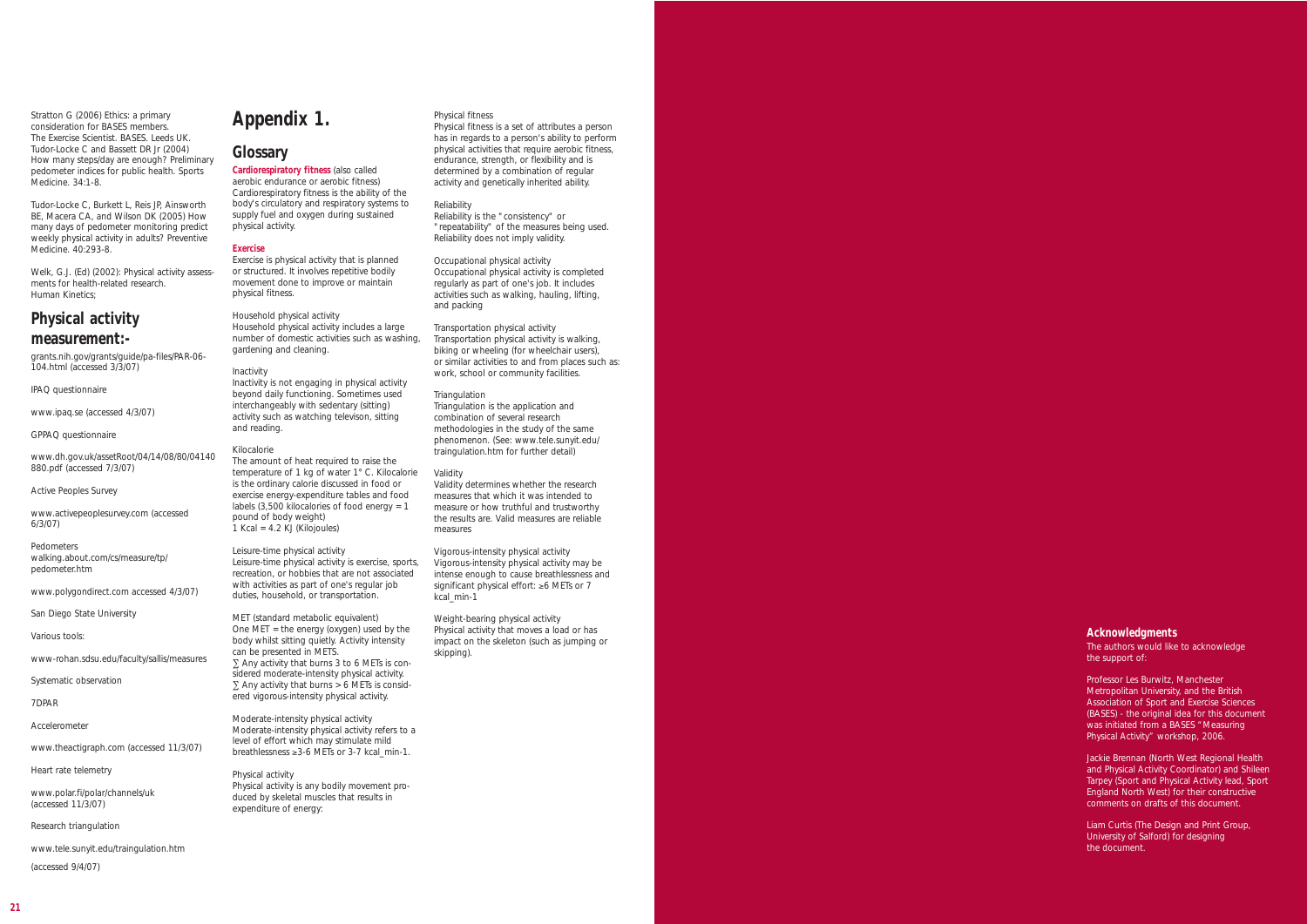Stratton G (2006) Ethics: a primary consideration for BASES members. The Exercise Scientist. BASES. Leeds UK. Tudor-Locke C and Bassett DR Jr (2004) How many steps/day are enough? Preliminary pedometer indices for public health. Sports Medicine. 34:1-8.

Tudor-Locke C, Burkett L, Reis JP, Ainsworth BE, Macera CA, and Wilson DK (2005) How many days of pedometer monitoring predict weekly physical activity in adults? Preventive Medicine. 40:293-8.

Welk, G.J. (Ed) (2002): Physical activity assessments for health-related research. Human Kinetics;

## Physical activity measurement:-

grants.nih.gov/grants/guide/pa-files/PAR-06-104.html (accessed 3/3/07)

IPAQ questionnaire

www.ipaq.se (accessed 4/3/07)

GPPAQ questionnaire

www.dh.gov.uk/assetRoot/04/14/08/80/04140880.pdf (accessed 7/3/07)

Active Peoples Survey

www.activepeoplesurvey.com (accessed 6/3/07)

Pedometers
walking.about.com/cs/measure/tp/pedometer.htm

www.polygondirect.com accessed 4/3/07)

San Diego State University

Various tools:

www-rohan.sdsu.edu/faculty/sallis/measures

Systematic observation

7DPAR

Accelerometer

www.theactigraph.com (accessed 11/3/07)

Heart rate telemetry

www.polar.fi/polar/channels/uk (accessed 11/3/07)

Research triangulation

www.tele.sunyit.edu/traingulation.htm

(accessed 9/4/07)

# Appendix 1.

## Glossary

**Cardiorespiratory fitness** (also called aerobic endurance or aerobic fitness)
Cardiorespiratory fitness is the ability of the body's circulatory and respiratory systems to supply fuel and oxygen during sustained physical activity.

**Exercise**
Exercise is physical activity that is planned or structured. It involves repetitive bodily movement done to improve or maintain physical fitness.

Household physical activity
Household physical activity includes a large number of domestic activities such as washing, gardening and cleaning.

Inactivity
Inactivity is not engaging in physical activity beyond daily functioning. Sometimes used interchangeably with sedentary (sitting) activity such as watching televison, sitting and reading.

Kilocalorie
The amount of heat required to raise the temperature of 1 kg of water 1° C. Kilocalorie is the ordinary calorie discussed in food or exercise energy-expenditure tables and food labels (3,500 kilocalories of food energy = 1 pound of body weight)
1 Kcal = 4.2 KJ (Kilojoules)

Leisure-time physical activity
Leisure-time physical activity is exercise, sports, recreation, or hobbies that are not associated with activities as part of one's regular job duties, household, or transportation.

MET (standard metabolic equivalent)
One MET = the energy (oxygen) used by the body whilst sitting quietly. Activity intensity can be presented in METS.
∑ Any activity that burns 3 to 6 METs is considered moderate-intensity physical activity.
∑ Any activity that burns > 6 METs is considered vigorous-intensity physical activity.

Moderate-intensity physical activity
Moderate-intensity physical activity refers to a level of effort which may stimulate mild breathlessness ≥3-6 METs or 3-7 kcal_min-1.

Physical activity
Physical activity is any bodily movement produced by skeletal muscles that results in expenditure of energy:

Physical fitness
Physical fitness is a set of attributes a person has in regards to a person's ability to perform physical activities that require aerobic fitness, endurance, strength, or flexibility and is determined by a combination of regular activity and genetically inherited ability.

Reliability
Reliability is the "consistency" or "repeatability" of the measures being used. Reliability does not imply validity.

Occupational physical activity
Occupational physical activity is completed regularly as part of one's job. It includes activities such as walking, hauling, lifting, and packing

Transportation physical activity
Transportation physical activity is walking, biking or wheeling (for wheelchair users), or similar activities to and from places such as: work, school or community facilities.

Triangulation
Triangulation is the application and combination of several research methodologies in the study of the same phenomenon. (See: www.tele.sunyit.edu/traingulation.htm for further detail)

Validity
Validity determines whether the research measures that which it was intended to measure or how truthful and trustworthy the results are. Valid measures are reliable measures

Vigorous-intensity physical activity
Vigorous-intensity physical activity may be intense enough to cause breathlessness and significant physical effort: ≥6 METs or 7 kcal_min-1

Weight-bearing physical activity
Physical activity that moves a load or has impact on the skeleton (such as jumping or skipping).

### Acknowledgments

The authors would like to acknowledge the support of:

Professor Les Burwitz, Manchester Metropolitan University, and the British Association of Sport and Exercise Sciences (BASES) - the original idea for this document was initiated from a BASES "Measuring Physical Activity" workshop, 2006.

Jackie Brennan (North West Regional Health and Physical Activity Coordinator) and Shileen Tarpey (Sport and Physical Activity lead, Sport England North West) for their constructive comments on drafts of this document.

Liam Curtis (The Design and Print Group, University of Salford) for designing the document.